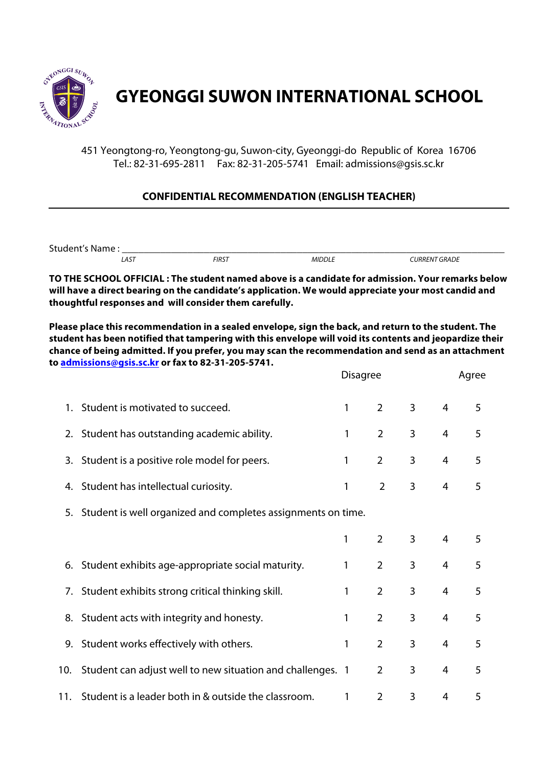# GYEONGGI SUWON INTERNATIONAL SCHOOL

451 Yeongtong-ro, Yeongtong-gu, Suwon-city, Gyeonggi-do Republic of Korea 16706
Tel.: 82-31-695-2811 Fax: 82-31-205-5741 Email: admissions@gsis.sc.kr

**CONFIDENTIAL RECOMMENDATION (ENGLISH TEACHER)**

---

Student's Name : ______________________________________________________________

*LAST* *FIRST* *MIDDLE* *CURRENT GRADE*

**TO THE SCHOOL OFFICIAL : The student named above is a candidate for admission. Your remarks below will have a direct bearing on the candidate's application. We would appreciate your most candid and thoughtful responses and will consider them carefully.**

**Please place this recommendation in a sealed envelope, sign the back, and return to the student. The student has been notified that tampering with this envelope will void its contents and jeopardize their chance of being admitted. If you prefer, you may scan the recommendation and send as an attachment to [admissions@gsis.sc.kr](mailto:admissions@gsis.sc.kr) or fax to 82-31-205-5741.**

| | Disagree | | | | Agree |
|---|---|---|---|---|---|
| 1. Student is motivated to succeed. | 1 | 2 | 3 | 4 | 5 |
| 2. Student has outstanding academic ability. | 1 | 2 | 3 | 4 | 5 |
| 3. Student is a positive role model for peers. | 1 | 2 | 3 | 4 | 5 |
| 4. Student has intellectual curiosity. | 1 | 2 | 3 | 4 | 5 |
| 5. Student is well organized and completes assignments on time. | 1 | 2 | 3 | 4 | 5 |
| 6. Student exhibits age-appropriate social maturity. | 1 | 2 | 3 | 4 | 5 |
| 7. Student exhibits strong critical thinking skill. | 1 | 2 | 3 | 4 | 5 |
| 8. Student acts with integrity and honesty. | 1 | 2 | 3 | 4 | 5 |
| 9. Student works effectively with others. | 1 | 2 | 3 | 4 | 5 |
| 10. Student can adjust well to new situation and challenges. | 1 | 2 | 3 | 4 | 5 |
| 11. Student is a leader both in & outside the classroom. | 1 | 2 | 3 | 4 | 5 |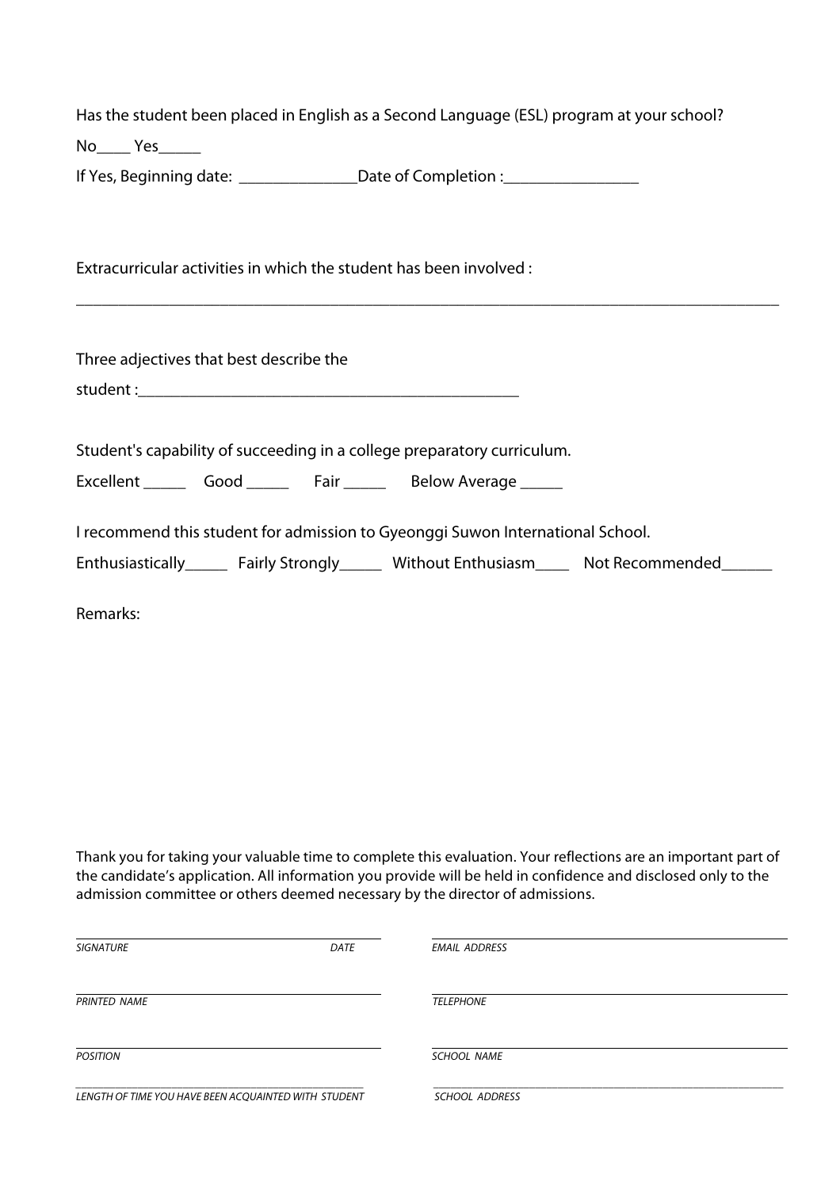Has the student been placed in English as a Second Language (ESL) program at your school?

No____ Yes_____

If Yes, Beginning date: ______________Date of Completion :________________

Extracurricular activities in which the student has been involved :

________________________________________________________________________________

Three adjectives that best describe the student :_____________________________________________

Student's capability of succeeding in a college preparatory curriculum.

Excellent _____ Good _____ Fair _____ Below Average _____

I recommend this student for admission to Gyeonggi Suwon International School.

Enthusiastically_____ Fairly Strongly_____ Without Enthusiasm____ Not Recommended______

Remarks:

Thank you for taking your valuable time to complete this evaluation. Your reflections are an important part of the candidate's application. All information you provide will be held in confidence and disclosed only to the admission committee or others deemed necessary by the director of admissions.

| | |
|---|---|
| *SIGNATURE* *DATE* | *EMAIL ADDRESS* |
| *PRINTED NAME* | *TELEPHONE* |
| *POSITION* | *SCHOOL NAME* |
| *LENGTH OF TIME YOU HAVE BEEN ACQUAINTED WITH STUDENT* | *SCHOOL ADDRESS* |